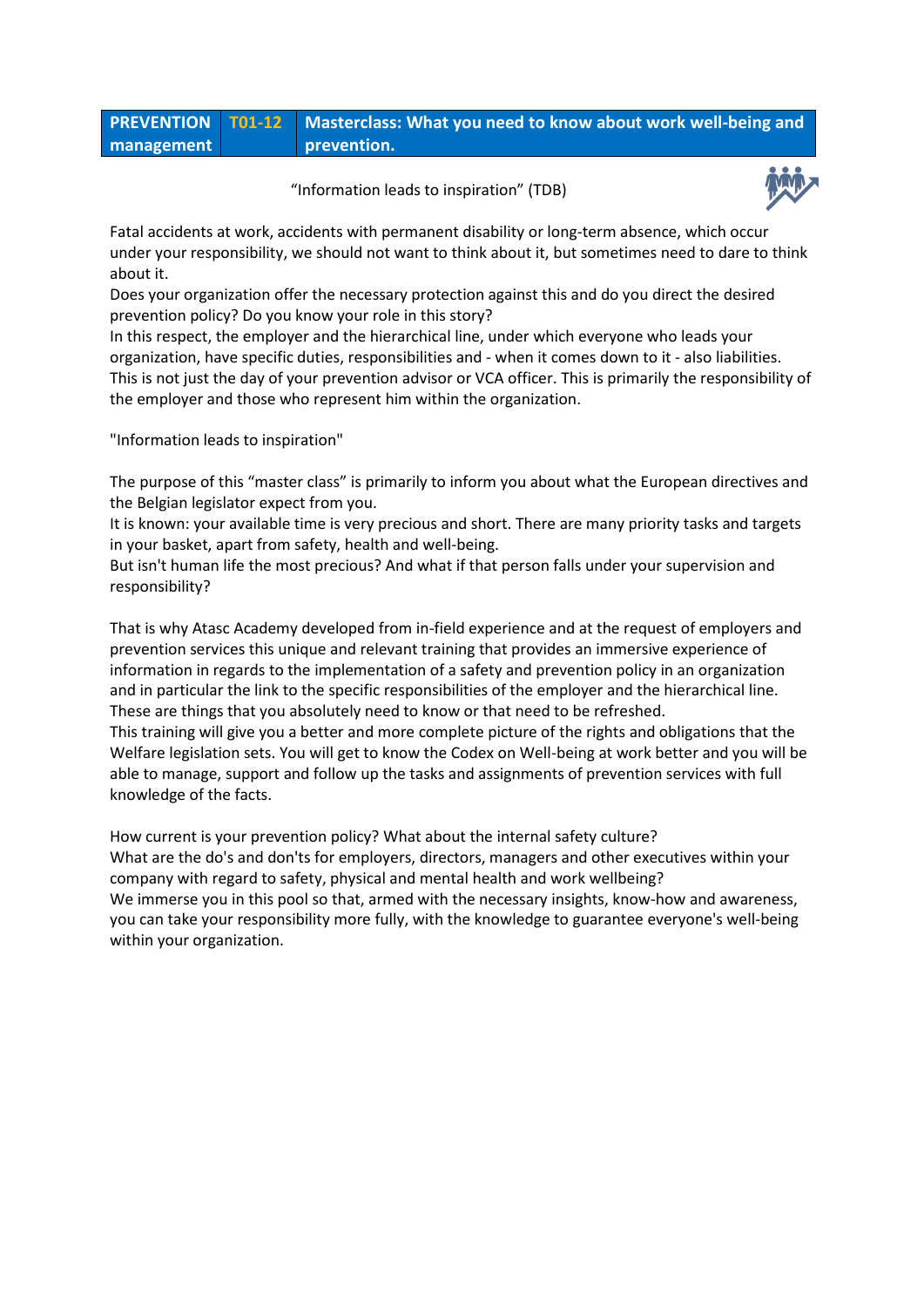| PREVENTION management | T01-12 | Masterclass: What you need to know about work well-being and prevention. |
|---|---|---|

"Information leads to inspiration" (TDB)

Fatal accidents at work, accidents with permanent disability or long-term absence, which occur under your responsibility, we should not want to think about it, but sometimes need to dare to think about it.
Does your organization offer the necessary protection against this and do you direct the desired prevention policy? Do you know your role in this story?
In this respect, the employer and the hierarchical line, under which everyone who leads your organization, have specific duties, responsibilities and - when it comes down to it - also liabilities.
This is not just the day of your prevention advisor or VCA officer. This is primarily the responsibility of the employer and those who represent him within the organization.

"Information leads to inspiration"

The purpose of this "master class" is primarily to inform you about what the European directives and the Belgian legislator expect from you.
It is known: your available time is very precious and short. There are many priority tasks and targets in your basket, apart from safety, health and well-being.
But isn't human life the most precious? And what if that person falls under your supervision and responsibility?

That is why Atasc Academy developed from in-field experience and at the request of employers and prevention services this unique and relevant training that provides an immersive experience of information in regards to the implementation of a safety and prevention policy in an organization and in particular the link to the specific responsibilities of the employer and the hierarchical line.
These are things that you absolutely need to know or that need to be refreshed.
This training will give you a better and more complete picture of the rights and obligations that the Welfare legislation sets. You will get to know the Codex on Well-being at work better and you will be able to manage, support and follow up the tasks and assignments of prevention services with full knowledge of the facts.

How current is your prevention policy? What about the internal safety culture?
What are the do's and don'ts for employers, directors, managers and other executives within your company with regard to safety, physical and mental health and work wellbeing?
We immerse you in this pool so that, armed with the necessary insights, know-how and awareness, you can take your responsibility more fully, with the knowledge to guarantee everyone's well-being within your organization.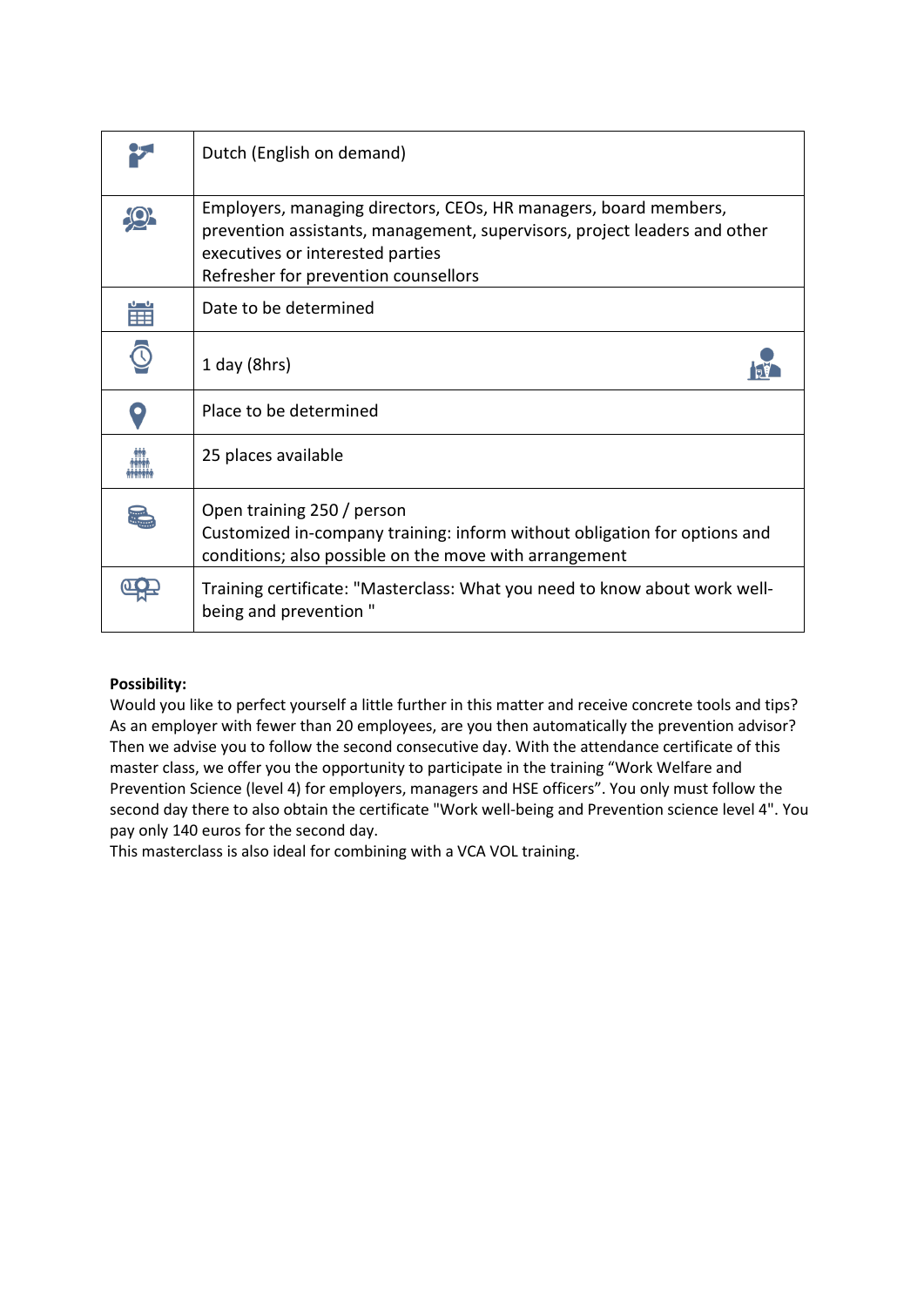| | |
|---|---|
| | Dutch (English on demand) |
| | Employers, managing directors, CEOs, HR managers, board members, prevention assistants, management, supervisors, project leaders and other executives or interested parties<br>Refresher for prevention counsellors |
| | Date to be determined |
| | 1 day (8hrs) |
| | Place to be determined |
| | 25 places available |
| | Open training 250 / person<br>Customized in-company training: inform without obligation for options and conditions; also possible on the move with arrangement |
| | Training certificate: "Masterclass: What you need to know about work well-being and prevention " |

**Possibility:**

Would you like to perfect yourself a little further in this matter and receive concrete tools and tips? As an employer with fewer than 20 employees, are you then automatically the prevention advisor? Then we advise you to follow the second consecutive day. With the attendance certificate of this master class, we offer you the opportunity to participate in the training "Work Welfare and Prevention Science (level 4) for employers, managers and HSE officers". You only must follow the second day there to also obtain the certificate "Work well-being and Prevention science level 4". You pay only 140 euros for the second day.

This masterclass is also ideal for combining with a VCA VOL training.